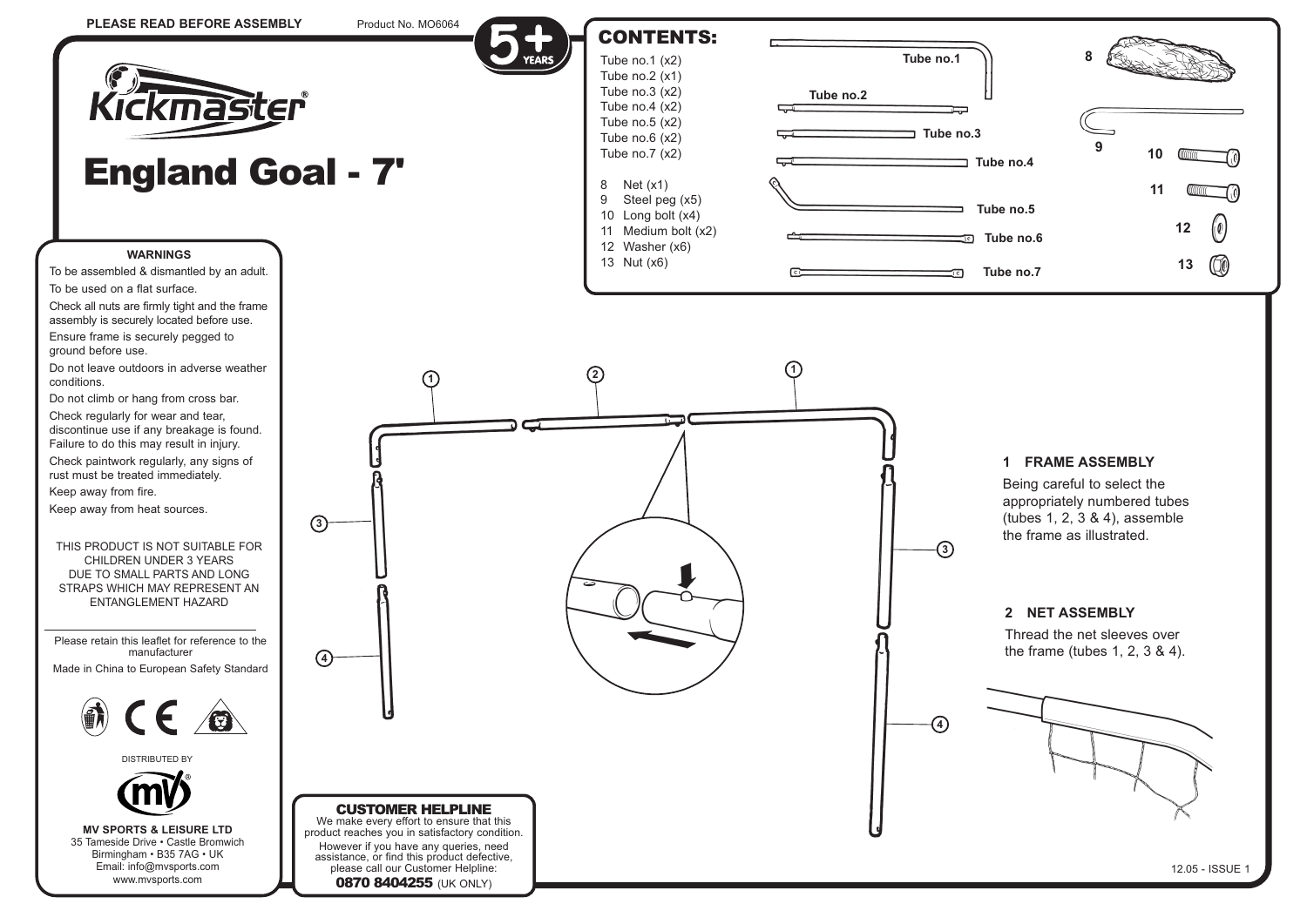PLEASE READ BEFORE ASSEMBLY

Product No. MO6064

5+ YEARS

# Kickmaster®

# England Goal - 7'

## CONTENTS:

Tube no.1 (x2)
Tube no.2 (x1)
Tube no.3 (x2)
Tube no.4 (x2)
Tube no.5 (x2)
Tube no.6 (x2)
Tube no.7 (x2)

8 Net (x1)
9 Steel peg (x5)
10 Long bolt (x4)
11 Medium bolt (x2)
12 Washer (x6)
13 Nut (x6)

### WARNINGS

To be assembled & dismantled by an adult.

To be used on a flat surface.

Check all nuts are firmly tight and the frame assembly is securely located before use.

Ensure frame is securely pegged to ground before use.

Do not leave outdoors in adverse weather conditions.

Do not climb or hang from cross bar.

Check regularly for wear and tear, discontinue use if any breakage is found. Failure to do this may result in injury.

Check paintwork regularly, any signs of rust must be treated immediately.

Keep away from fire.

Keep away from heat sources.

THIS PRODUCT IS NOT SUITABLE FOR CHILDREN UNDER 3 YEARS DUE TO SMALL PARTS AND LONG STRAPS WHICH MAY REPRESENT AN ENTANGLEMENT HAZARD

Please retain this leaflet for reference to the manufacturer

Made in China to European Safety Standard

DISTRIBUTED BY

**MV SPORTS & LEISURE LTD**
35 Tameside Drive • Castle Bromwich
Birmingham • B35 7AG • UK
Email: info@mvsports.com
www.mvsports.com

### 1 FRAME ASSEMBLY

Being careful to select the appropriately numbered tubes (tubes 1, 2, 3 & 4), assemble the frame as illustrated.

### 2 NET ASSEMBLY

Thread the net sleeves over the frame (tubes 1, 2, 3 & 4).

### CUSTOMER HELPLINE

We make every effort to ensure that this product reaches you in satisfactory condition.

However if you have any queries, need assistance, or find this product defective, please call our Customer Helpline:

**0870 8404255** (UK ONLY)

12.05 - ISSUE 1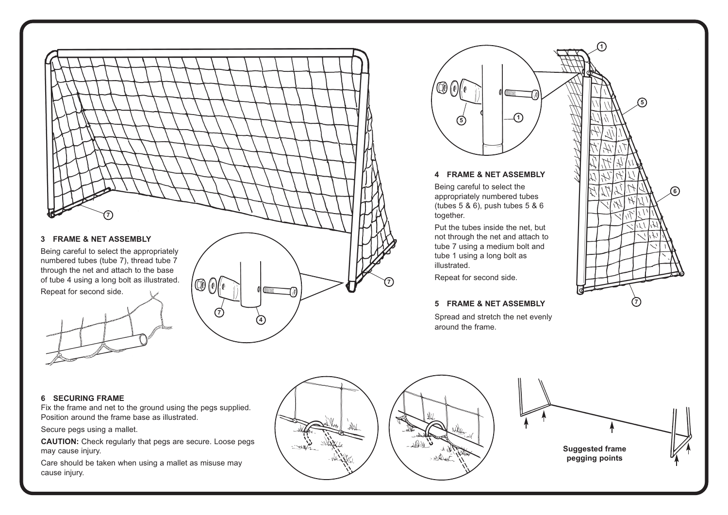### 3 FRAME & NET ASSEMBLY

Being careful to select the appropriately numbered tubes (tube 7), thread tube 7 through the net and attach to the base of tube 4 using a long bolt as illustrated.

Repeat for second side.

### 4 FRAME & NET ASSEMBLY

Being careful to select the appropriately numbered tubes (tubes 5 & 6), push tubes 5 & 6 together.

Put the tubes inside the net, but not through the net and attach to tube 7 using a medium bolt and tube 1 using a long bolt as illustrated.

Repeat for second side.

### 5 FRAME & NET ASSEMBLY

Spread and stretch the net evenly around the frame.

### 6 SECURING FRAME

Fix the frame and net to the ground using the pegs supplied. Position around the frame base as illustrated.

Secure pegs using a mallet.

**CAUTION:** Check regularly that pegs are secure. Loose pegs may cause injury.

Care should be taken when using a mallet as misuse may cause injury.

**Suggested frame pegging points**